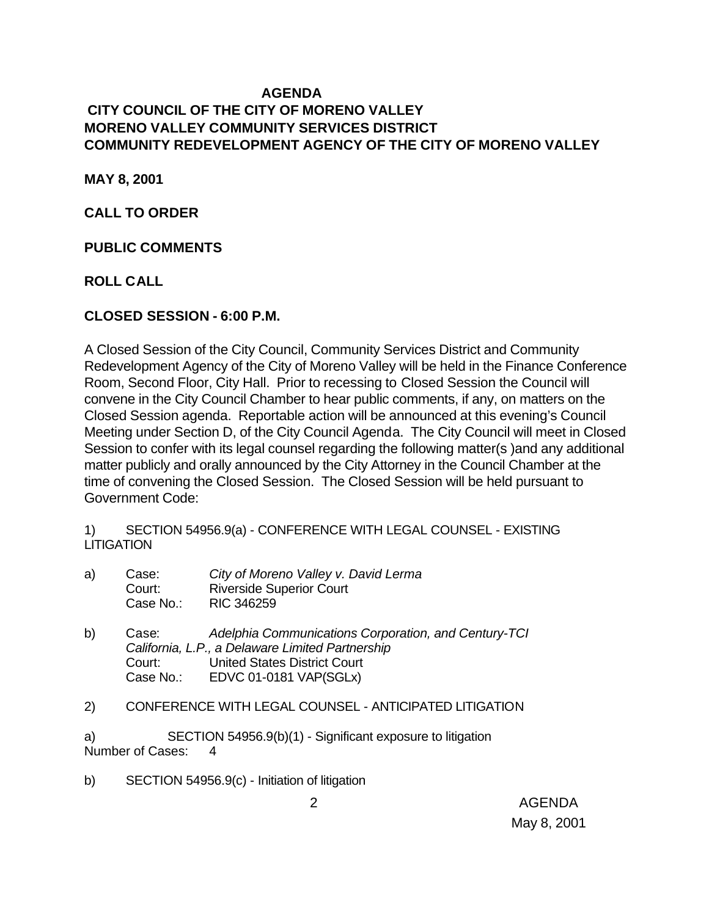# AGENDA

## CITY COUNCIL OF THE CITY OF MORENO VALLEY
## MORENO VALLEY COMMUNITY SERVICES DISTRICT
## COMMUNITY REDEVELOPMENT AGENCY OF THE CITY OF MORENO VALLEY

**MAY 8, 2001**

**CALL TO ORDER**

**PUBLIC COMMENTS**

**ROLL CALL**

**CLOSED SESSION - 6:00 P.M.**

A Closed Session of the City Council, Community Services District and Community Redevelopment Agency of the City of Moreno Valley will be held in the Finance Conference Room, Second Floor, City Hall. Prior to recessing to Closed Session the Council will convene in the City Council Chamber to hear public comments, if any, on matters on the Closed Session agenda. Reportable action will be announced at this evening's Council Meeting under Section D, of the City Council Agenda. The City Council will meet in Closed Session to confer with its legal counsel regarding the following matter(s )and any additional matter publicly and orally announced by the City Attorney in the Council Chamber at the time of convening the Closed Session. The Closed Session will be held pursuant to Government Code:

1) SECTION 54956.9(a) - CONFERENCE WITH LEGAL COUNSEL - EXISTING LITIGATION

a) Case: *City of Moreno Valley v. David Lerma*
Court: Riverside Superior Court
Case No.: RIC 346259

b) Case: *Adelphia Communications Corporation, and Century-TCI California, L.P., a Delaware Limited Partnership*
Court: United States District Court
Case No.: EDVC 01-0181 VAP(SGLx)

2) CONFERENCE WITH LEGAL COUNSEL - ANTICIPATED LITIGATION

a) SECTION 54956.9(b)(1) - Significant exposure to litigation
Number of Cases: 4

b) SECTION 54956.9(c) - Initiation of litigation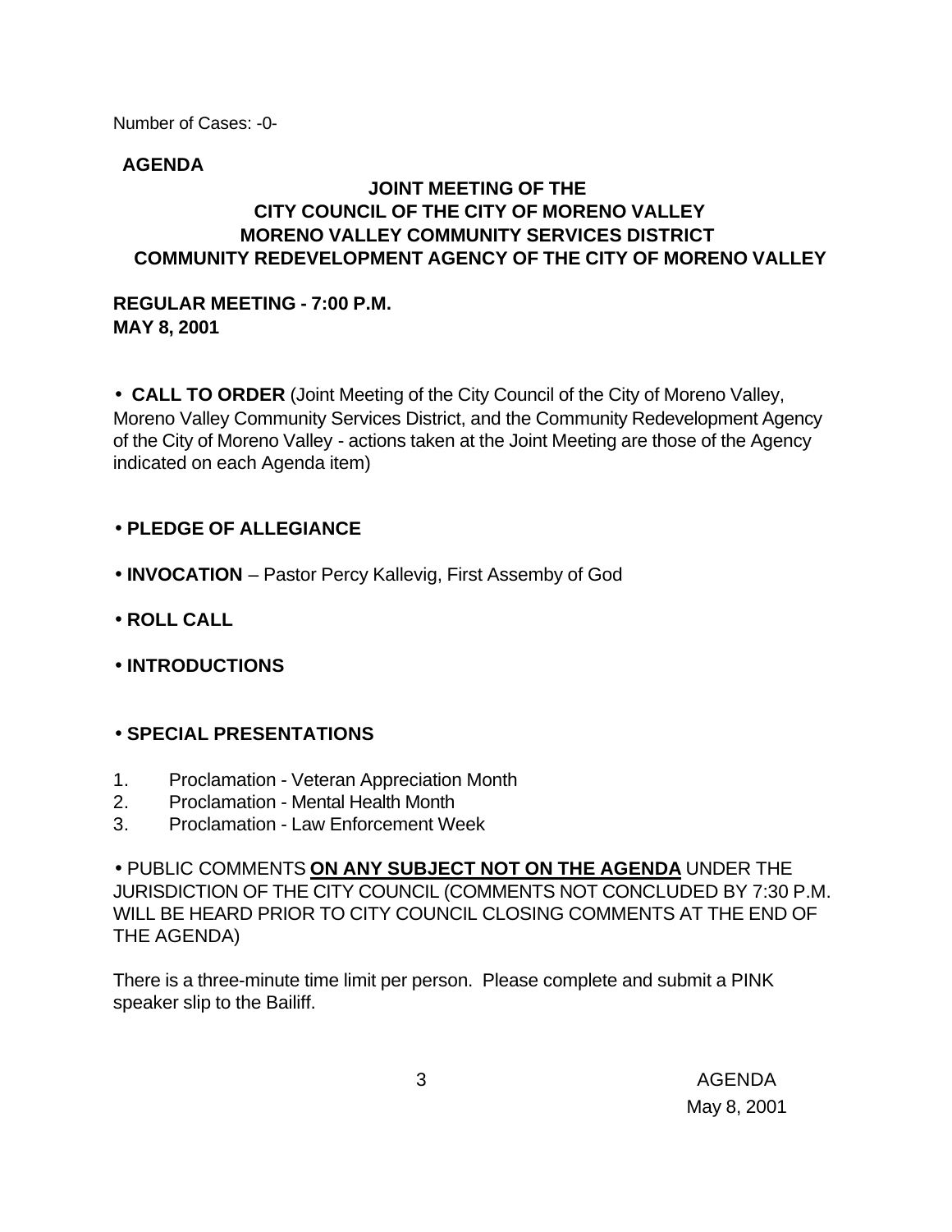Number of Cases: -0-

## AGENDA

### JOINT MEETING OF THE
### CITY COUNCIL OF THE CITY OF MORENO VALLEY
### MORENO VALLEY COMMUNITY SERVICES DISTRICT
### COMMUNITY REDEVELOPMENT AGENCY OF THE CITY OF MORENO VALLEY

**REGULAR MEETING - 7:00 P.M.**
**MAY 8, 2001**

• **CALL TO ORDER** (Joint Meeting of the City Council of the City of Moreno Valley, Moreno Valley Community Services District, and the Community Redevelopment Agency of the City of Moreno Valley - actions taken at the Joint Meeting are those of the Agency indicated on each Agenda item)

• **PLEDGE OF ALLEGIANCE**

• **INVOCATION** – Pastor Percy Kallevig, First Assemby of God

• **ROLL CALL**

• **INTRODUCTIONS**

• **SPECIAL PRESENTATIONS**

1. Proclamation - Veteran Appreciation Month
2. Proclamation - Mental Health Month
3. Proclamation - Law Enforcement Week

• PUBLIC COMMENTS **ON ANY SUBJECT NOT ON THE AGENDA** UNDER THE JURISDICTION OF THE CITY COUNCIL (COMMENTS NOT CONCLUDED BY 7:30 P.M. WILL BE HEARD PRIOR TO CITY COUNCIL CLOSING COMMENTS AT THE END OF THE AGENDA)

There is a three-minute time limit per person. Please complete and submit a PINK speaker slip to the Bailiff.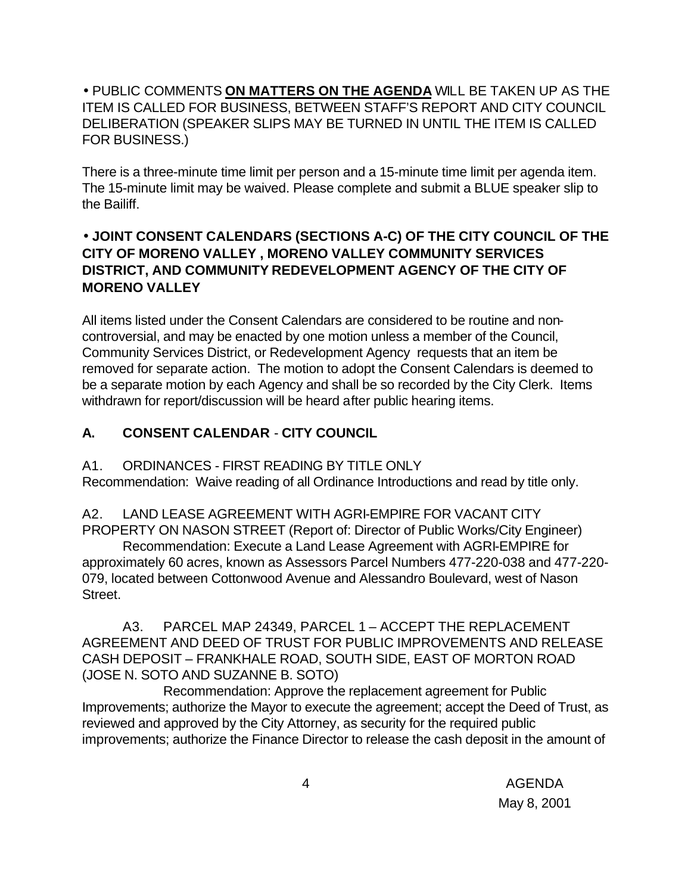• PUBLIC COMMENTS **ON MATTERS ON THE AGENDA** WILL BE TAKEN UP AS THE ITEM IS CALLED FOR BUSINESS, BETWEEN STAFF'S REPORT AND CITY COUNCIL DELIBERATION (SPEAKER SLIPS MAY BE TURNED IN UNTIL THE ITEM IS CALLED FOR BUSINESS.)

There is a three-minute time limit per person and a 15-minute time limit per agenda item. The 15-minute limit may be waived. Please complete and submit a BLUE speaker slip to the Bailiff.

• **JOINT CONSENT CALENDARS (SECTIONS A-C) OF THE CITY COUNCIL OF THE CITY OF MORENO VALLEY , MORENO VALLEY COMMUNITY SERVICES DISTRICT, AND COMMUNITY REDEVELOPMENT AGENCY OF THE CITY OF MORENO VALLEY**

All items listed under the Consent Calendars are considered to be routine and non-controversial, and may be enacted by one motion unless a member of the Council, Community Services District, or Redevelopment Agency requests that an item be removed for separate action. The motion to adopt the Consent Calendars is deemed to be a separate motion by each Agency and shall be so recorded by the City Clerk. Items withdrawn for report/discussion will be heard after public hearing items.

## A. CONSENT CALENDAR - CITY COUNCIL

A1. ORDINANCES - FIRST READING BY TITLE ONLY
Recommendation: Waive reading of all Ordinance Introductions and read by title only.

A2. LAND LEASE AGREEMENT WITH AGRI-EMPIRE FOR VACANT CITY PROPERTY ON NASON STREET (Report of: Director of Public Works/City Engineer)
Recommendation: Execute a Land Lease Agreement with AGRI-EMPIRE for approximately 60 acres, known as Assessors Parcel Numbers 477-220-038 and 477-220-079, located between Cottonwood Avenue and Alessandro Boulevard, west of Nason Street.

A3. PARCEL MAP 24349, PARCEL 1 – ACCEPT THE REPLACEMENT AGREEMENT AND DEED OF TRUST FOR PUBLIC IMPROVEMENTS AND RELEASE CASH DEPOSIT – FRANKHALE ROAD, SOUTH SIDE, EAST OF MORTON ROAD (JOSE N. SOTO AND SUZANNE B. SOTO)
Recommendation: Approve the replacement agreement for Public Improvements; authorize the Mayor to execute the agreement; accept the Deed of Trust, as reviewed and approved by the City Attorney, as security for the required public improvements; authorize the Finance Director to release the cash deposit in the amount of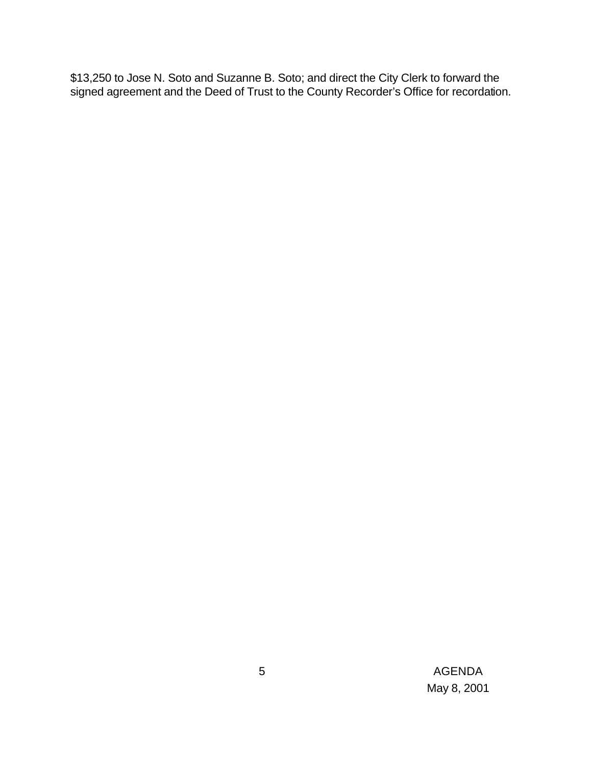$13,250 to Jose N. Soto and Suzanne B. Soto; and direct the City Clerk to forward the signed agreement and the Deed of Trust to the County Recorder's Office for recordation.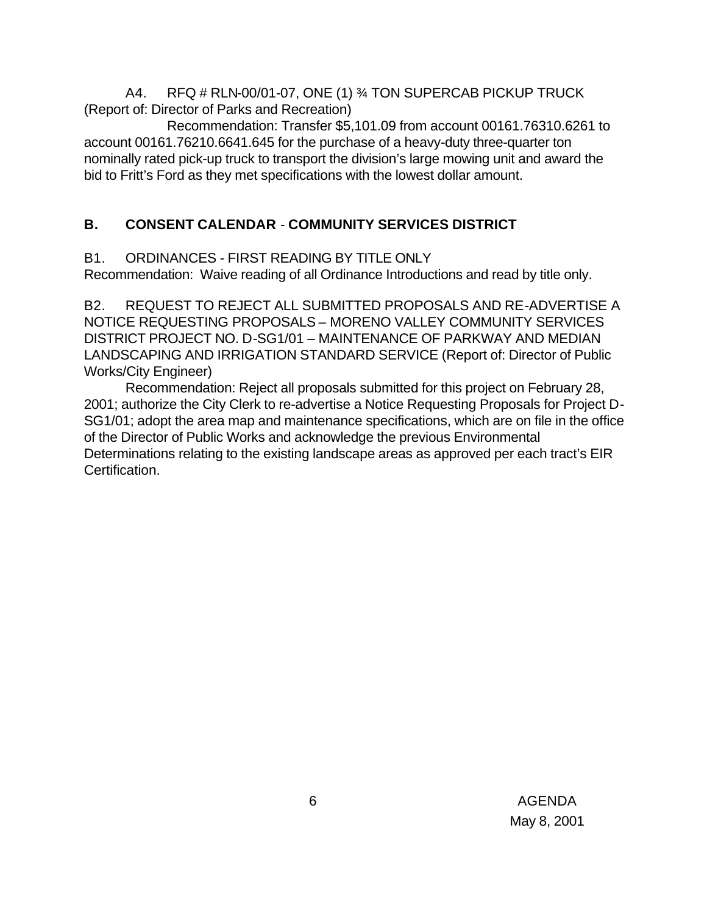A4. RFQ # RLN-00/01-07, ONE (1) ¾ TON SUPERCAB PICKUP TRUCK (Report of: Director of Parks and Recreation)

Recommendation: Transfer $5,101.09 from account 00161.76310.6261 to account 00161.76210.6641.645 for the purchase of a heavy-duty three-quarter ton nominally rated pick-up truck to transport the division's large mowing unit and award the bid to Fritt's Ford as they met specifications with the lowest dollar amount.

## B. CONSENT CALENDAR - COMMUNITY SERVICES DISTRICT

B1. ORDINANCES - FIRST READING BY TITLE ONLY
Recommendation: Waive reading of all Ordinance Introductions and read by title only.

B2. REQUEST TO REJECT ALL SUBMITTED PROPOSALS AND RE-ADVERTISE A NOTICE REQUESTING PROPOSALS – MORENO VALLEY COMMUNITY SERVICES DISTRICT PROJECT NO. D-SG1/01 – MAINTENANCE OF PARKWAY AND MEDIAN LANDSCAPING AND IRRIGATION STANDARD SERVICE (Report of: Director of Public Works/City Engineer)

Recommendation: Reject all proposals submitted for this project on February 28, 2001; authorize the City Clerk to re-advertise a Notice Requesting Proposals for Project D-SG1/01; adopt the area map and maintenance specifications, which are on file in the office of the Director of Public Works and acknowledge the previous Environmental Determinations relating to the existing landscape areas as approved per each tract's EIR Certification.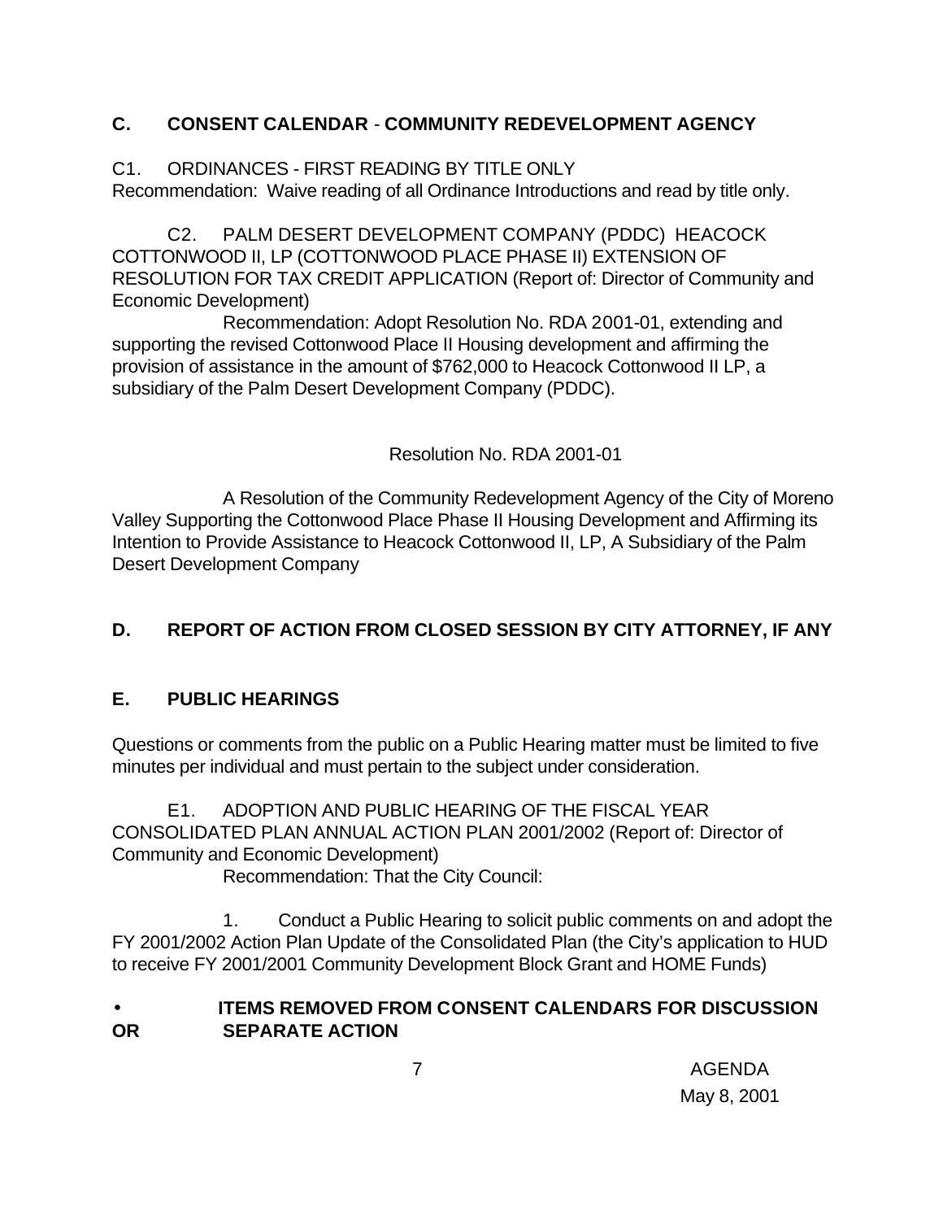## C. CONSENT CALENDAR - COMMUNITY REDEVELOPMENT AGENCY

C1. ORDINANCES - FIRST READING BY TITLE ONLY
Recommendation: Waive reading of all Ordinance Introductions and read by title only.

C2. PALM DESERT DEVELOPMENT COMPANY (PDDC) HEACOCK COTTONWOOD II, LP (COTTONWOOD PLACE PHASE II) EXTENSION OF RESOLUTION FOR TAX CREDIT APPLICATION (Report of: Director of Community and Economic Development)

Recommendation: Adopt Resolution No. RDA 2001-01, extending and supporting the revised Cottonwood Place II Housing development and affirming the provision of assistance in the amount of $762,000 to Heacock Cottonwood II LP, a subsidiary of the Palm Desert Development Company (PDDC).

Resolution No. RDA 2001-01

A Resolution of the Community Redevelopment Agency of the City of Moreno Valley Supporting the Cottonwood Place Phase II Housing Development and Affirming its Intention to Provide Assistance to Heacock Cottonwood II, LP, A Subsidiary of the Palm Desert Development Company

## D. REPORT OF ACTION FROM CLOSED SESSION BY CITY ATTORNEY, IF ANY

## E. PUBLIC HEARINGS

Questions or comments from the public on a Public Hearing matter must be limited to five minutes per individual and must pertain to the subject under consideration.

E1. ADOPTION AND PUBLIC HEARING OF THE FISCAL YEAR CONSOLIDATED PLAN ANNUAL ACTION PLAN 2001/2002 (Report of: Director of Community and Economic Development)

Recommendation: That the City Council:

1. Conduct a Public Hearing to solicit public comments on and adopt the FY 2001/2002 Action Plan Update of the Consolidated Plan (the City's application to HUD to receive FY 2001/2001 Community Development Block Grant and HOME Funds)

- **ITEMS REMOVED FROM CONSENT CALENDARS FOR DISCUSSION OR SEPARATE ACTION**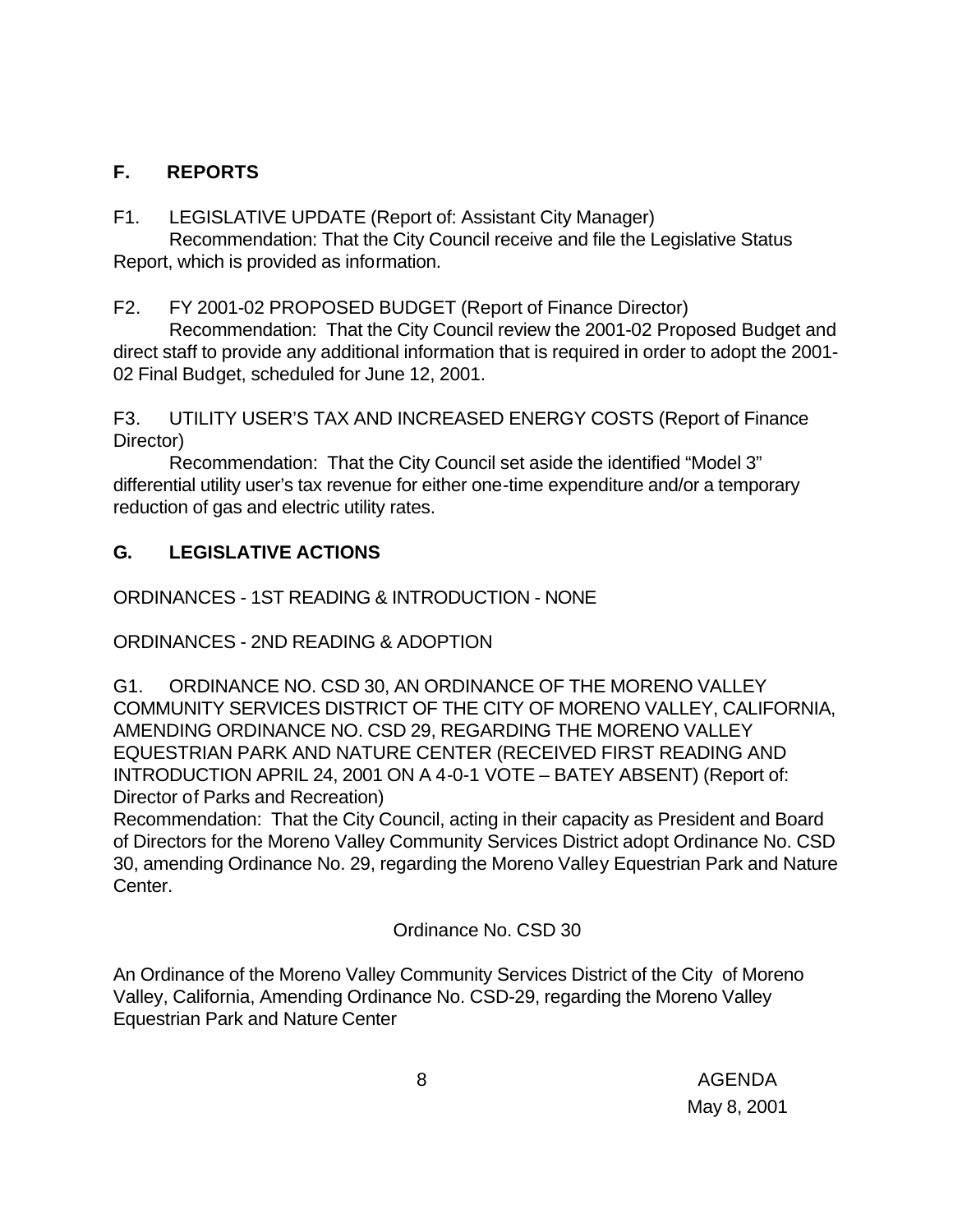## F. REPORTS

F1. LEGISLATIVE UPDATE (Report of: Assistant City Manager)
Recommendation: That the City Council receive and file the Legislative Status Report, which is provided as information.

F2. FY 2001-02 PROPOSED BUDGET (Report of Finance Director)
Recommendation: That the City Council review the 2001-02 Proposed Budget and direct staff to provide any additional information that is required in order to adopt the 2001-02 Final Budget, scheduled for June 12, 2001.

F3. UTILITY USER'S TAX AND INCREASED ENERGY COSTS (Report of Finance Director)
Recommendation: That the City Council set aside the identified "Model 3" differential utility user's tax revenue for either one-time expenditure and/or a temporary reduction of gas and electric utility rates.

## G. LEGISLATIVE ACTIONS

ORDINANCES - 1ST READING & INTRODUCTION - NONE

ORDINANCES - 2ND READING & ADOPTION

G1. ORDINANCE NO. CSD 30, AN ORDINANCE OF THE MORENO VALLEY COMMUNITY SERVICES DISTRICT OF THE CITY OF MORENO VALLEY, CALIFORNIA, AMENDING ORDINANCE NO. CSD 29, REGARDING THE MORENO VALLEY EQUESTRIAN PARK AND NATURE CENTER (RECEIVED FIRST READING AND INTRODUCTION APRIL 24, 2001 ON A 4-0-1 VOTE – BATEY ABSENT) (Report of: Director of Parks and Recreation)
Recommendation: That the City Council, acting in their capacity as President and Board of Directors for the Moreno Valley Community Services District adopt Ordinance No. CSD 30, amending Ordinance No. 29, regarding the Moreno Valley Equestrian Park and Nature Center.

Ordinance No. CSD 30

An Ordinance of the Moreno Valley Community Services District of the City of Moreno Valley, California, Amending Ordinance No. CSD-29, regarding the Moreno Valley Equestrian Park and Nature Center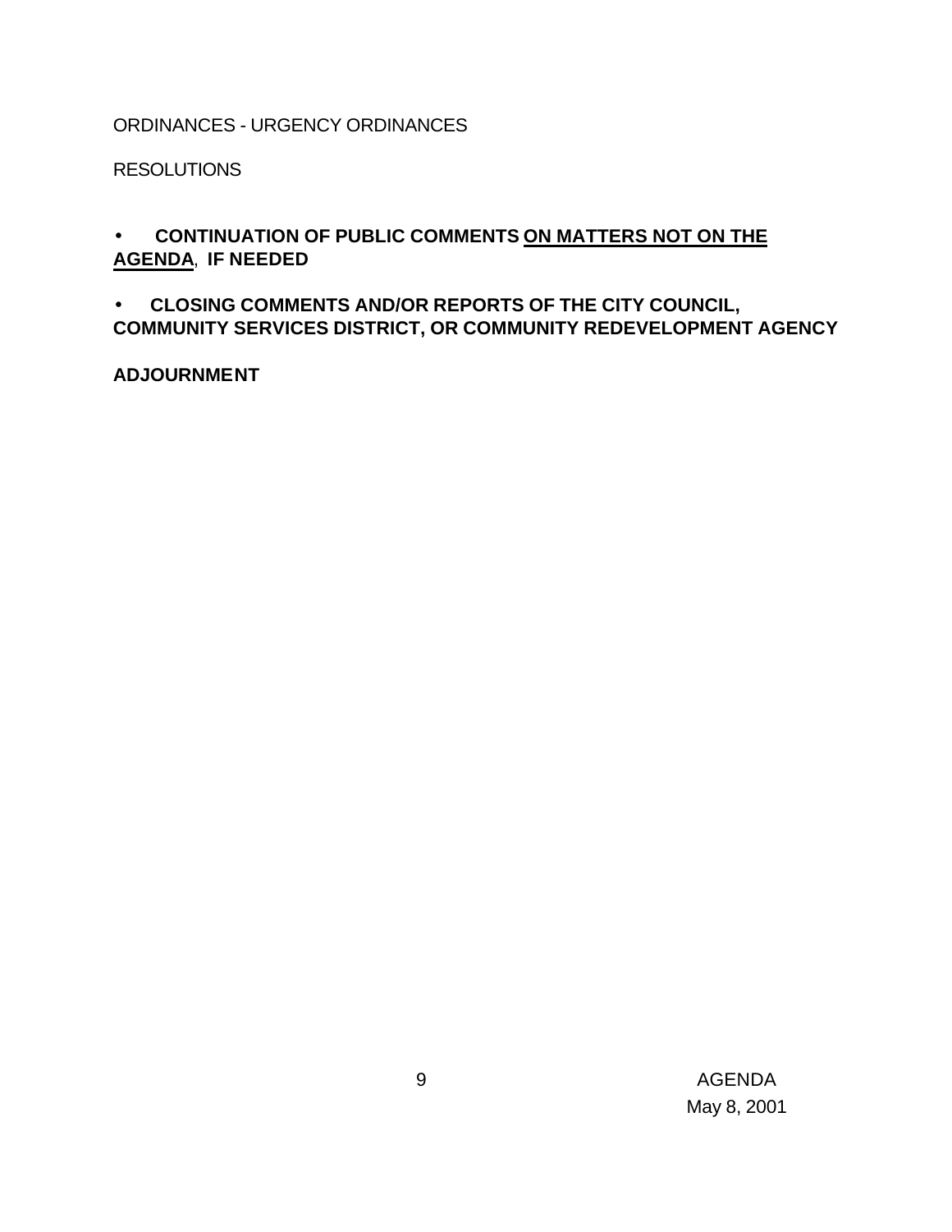ORDINANCES - URGENCY ORDINANCES

RESOLUTIONS

- **CONTINUATION OF PUBLIC COMMENTS ON MATTERS NOT ON THE AGENDA, IF NEEDED**

- **CLOSING COMMENTS AND/OR REPORTS OF THE CITY COUNCIL, COMMUNITY SERVICES DISTRICT, OR COMMUNITY REDEVELOPMENT AGENCY**

**ADJOURNMENT**